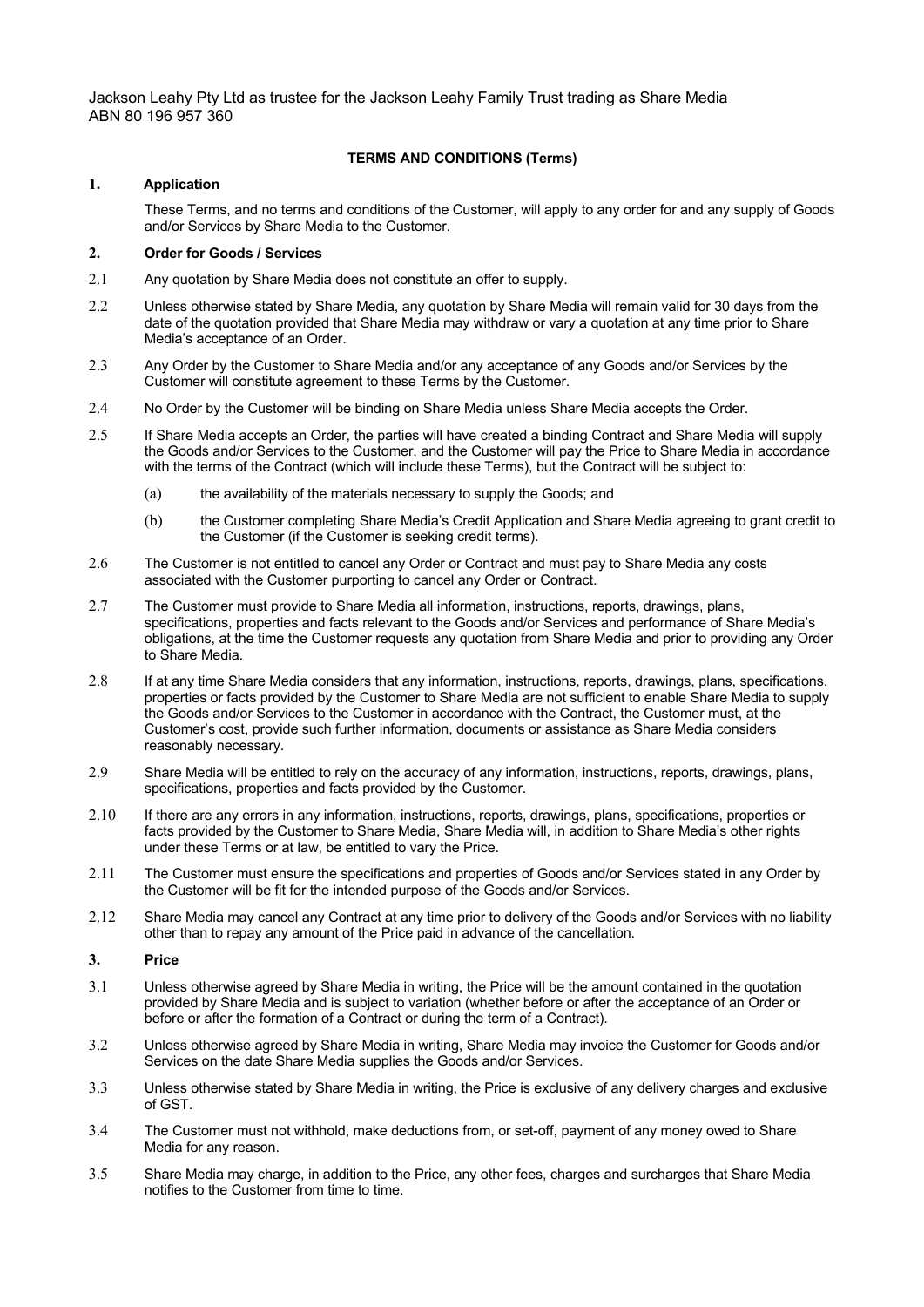Jackson Leahy Pty Ltd as trustee for the Jackson Leahy Family Trust trading as Share Media
ABN 80 196 957 360

# TERMS AND CONDITIONS (Terms)

## 1. Application

These Terms, and no terms and conditions of the Customer, will apply to any order for and any supply of Goods and/or Services by Share Media to the Customer.

## 2. Order for Goods / Services

2.1 Any quotation by Share Media does not constitute an offer to supply.

2.2 Unless otherwise stated by Share Media, any quotation by Share Media will remain valid for 30 days from the date of the quotation provided that Share Media may withdraw or vary a quotation at any time prior to Share Media's acceptance of an Order.

2.3 Any Order by the Customer to Share Media and/or any acceptance of any Goods and/or Services by the Customer will constitute agreement to these Terms by the Customer.

2.4 No Order by the Customer will be binding on Share Media unless Share Media accepts the Order.

2.5 If Share Media accepts an Order, the parties will have created a binding Contract and Share Media will supply the Goods and/or Services to the Customer, and the Customer will pay the Price to Share Media in accordance with the terms of the Contract (which will include these Terms), but the Contract will be subject to:

(a) the availability of the materials necessary to supply the Goods; and

(b) the Customer completing Share Media's Credit Application and Share Media agreeing to grant credit to the Customer (if the Customer is seeking credit terms).

2.6 The Customer is not entitled to cancel any Order or Contract and must pay to Share Media any costs associated with the Customer purporting to cancel any Order or Contract.

2.7 The Customer must provide to Share Media all information, instructions, reports, drawings, plans, specifications, properties and facts relevant to the Goods and/or Services and performance of Share Media's obligations, at the time the Customer requests any quotation from Share Media and prior to providing any Order to Share Media.

2.8 If at any time Share Media considers that any information, instructions, reports, drawings, plans, specifications, properties or facts provided by the Customer to Share Media are not sufficient to enable Share Media to supply the Goods and/or Services to the Customer in accordance with the Contract, the Customer must, at the Customer's cost, provide such further information, documents or assistance as Share Media considers reasonably necessary.

2.9 Share Media will be entitled to rely on the accuracy of any information, instructions, reports, drawings, plans, specifications, properties and facts provided by the Customer.

2.10 If there are any errors in any information, instructions, reports, drawings, plans, specifications, properties or facts provided by the Customer to Share Media, Share Media will, in addition to Share Media's other rights under these Terms or at law, be entitled to vary the Price.

2.11 The Customer must ensure the specifications and properties of Goods and/or Services stated in any Order by the Customer will be fit for the intended purpose of the Goods and/or Services.

2.12 Share Media may cancel any Contract at any time prior to delivery of the Goods and/or Services with no liability other than to repay any amount of the Price paid in advance of the cancellation.

## 3. Price

3.1 Unless otherwise agreed by Share Media in writing, the Price will be the amount contained in the quotation provided by Share Media and is subject to variation (whether before or after the acceptance of an Order or before or after the formation of a Contract or during the term of a Contract).

3.2 Unless otherwise agreed by Share Media in writing, Share Media may invoice the Customer for Goods and/or Services on the date Share Media supplies the Goods and/or Services.

3.3 Unless otherwise stated by Share Media in writing, the Price is exclusive of any delivery charges and exclusive of GST.

3.4 The Customer must not withhold, make deductions from, or set-off, payment of any money owed to Share Media for any reason.

3.5 Share Media may charge, in addition to the Price, any other fees, charges and surcharges that Share Media notifies to the Customer from time to time.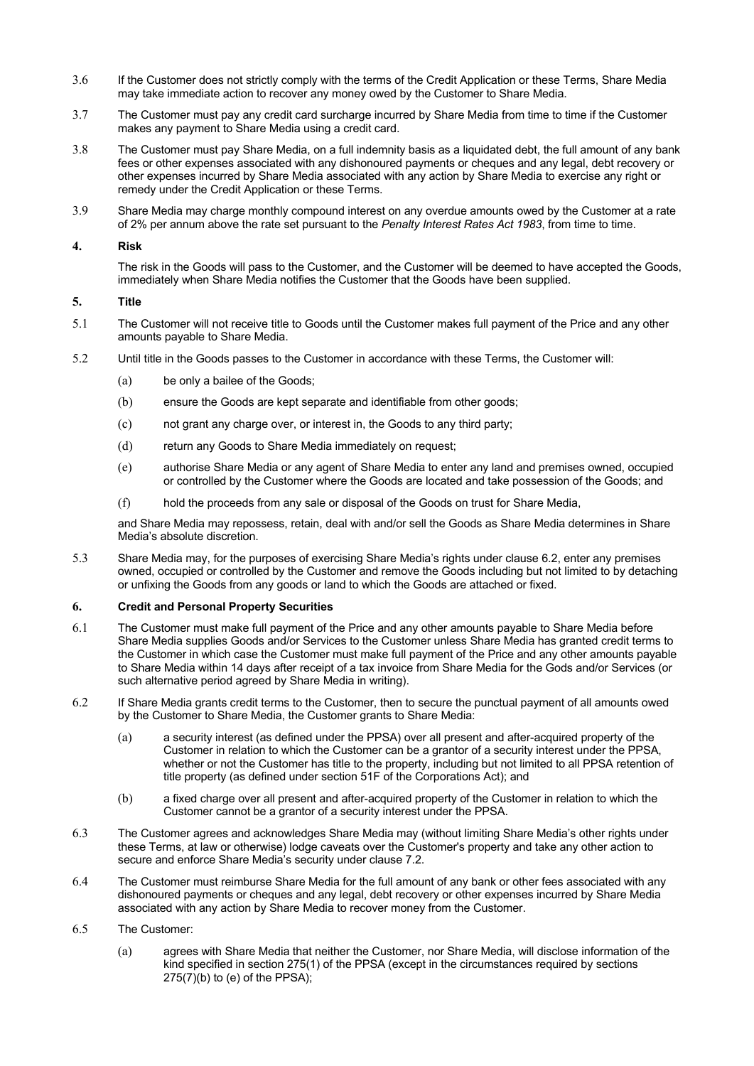3.6 If the Customer does not strictly comply with the terms of the Credit Application or these Terms, Share Media may take immediate action to recover any money owed by the Customer to Share Media.

3.7 The Customer must pay any credit card surcharge incurred by Share Media from time to time if the Customer makes any payment to Share Media using a credit card.

3.8 The Customer must pay Share Media, on a full indemnity basis as a liquidated debt, the full amount of any bank fees or other expenses associated with any dishonoured payments or cheques and any legal, debt recovery or other expenses incurred by Share Media associated with any action by Share Media to exercise any right or remedy under the Credit Application or these Terms.

3.9 Share Media may charge monthly compound interest on any overdue amounts owed by the Customer at a rate of 2% per annum above the rate set pursuant to the *Penalty Interest Rates Act 1983*, from time to time.

## 4. Risk

The risk in the Goods will pass to the Customer, and the Customer will be deemed to have accepted the Goods, immediately when Share Media notifies the Customer that the Goods have been supplied.

## 5. Title

5.1 The Customer will not receive title to Goods until the Customer makes full payment of the Price and any other amounts payable to Share Media.

5.2 Until title in the Goods passes to the Customer in accordance with these Terms, the Customer will:

(a) be only a bailee of the Goods;

(b) ensure the Goods are kept separate and identifiable from other goods;

(c) not grant any charge over, or interest in, the Goods to any third party;

(d) return any Goods to Share Media immediately on request;

(e) authorise Share Media or any agent of Share Media to enter any land and premises owned, occupied or controlled by the Customer where the Goods are located and take possession of the Goods; and

(f) hold the proceeds from any sale or disposal of the Goods on trust for Share Media,

and Share Media may repossess, retain, deal with and/or sell the Goods as Share Media determines in Share Media's absolute discretion.

5.3 Share Media may, for the purposes of exercising Share Media's rights under clause 6.2, enter any premises owned, occupied or controlled by the Customer and remove the Goods including but not limited to by detaching or unfixing the Goods from any goods or land to which the Goods are attached or fixed.

## 6. Credit and Personal Property Securities

6.1 The Customer must make full payment of the Price and any other amounts payable to Share Media before Share Media supplies Goods and/or Services to the Customer unless Share Media has granted credit terms to the Customer in which case the Customer must make full payment of the Price and any other amounts payable to Share Media within 14 days after receipt of a tax invoice from Share Media for the Gods and/or Services (or such alternative period agreed by Share Media in writing).

6.2 If Share Media grants credit terms to the Customer, then to secure the punctual payment of all amounts owed by the Customer to Share Media, the Customer grants to Share Media:

(a) a security interest (as defined under the PPSA) over all present and after-acquired property of the Customer in relation to which the Customer can be a grantor of a security interest under the PPSA, whether or not the Customer has title to the property, including but not limited to all PPSA retention of title property (as defined under section 51F of the Corporations Act); and

(b) a fixed charge over all present and after-acquired property of the Customer in relation to which the Customer cannot be a grantor of a security interest under the PPSA.

6.3 The Customer agrees and acknowledges Share Media may (without limiting Share Media's other rights under these Terms, at law or otherwise) lodge caveats over the Customer's property and take any other action to secure and enforce Share Media's security under clause 7.2.

6.4 The Customer must reimburse Share Media for the full amount of any bank or other fees associated with any dishonoured payments or cheques and any legal, debt recovery or other expenses incurred by Share Media associated with any action by Share Media to recover money from the Customer.

6.5 The Customer:

(a) agrees with Share Media that neither the Customer, nor Share Media, will disclose information of the kind specified in section 275(1) of the PPSA (except in the circumstances required by sections 275(7)(b) to (e) of the PPSA);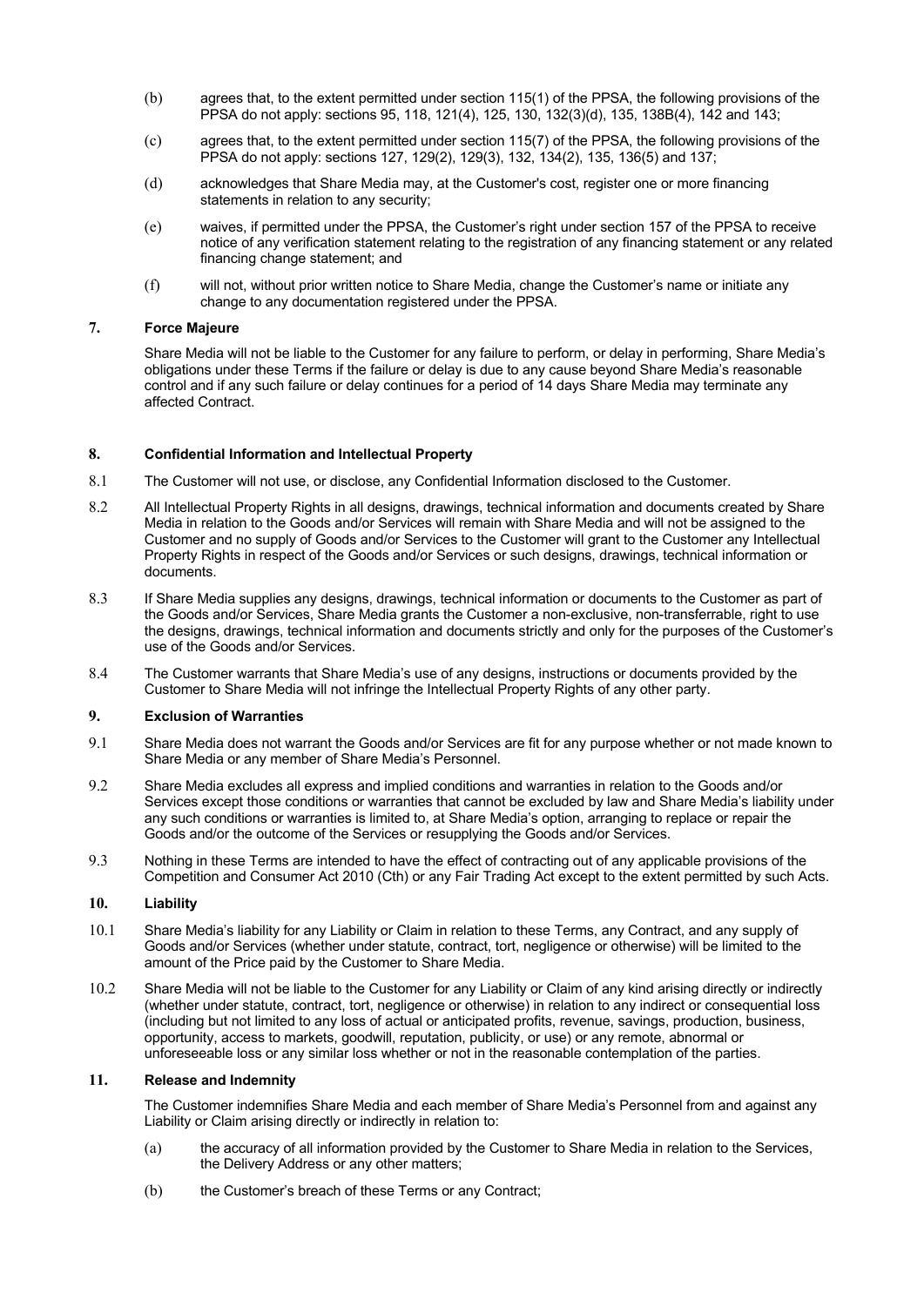(b) agrees that, to the extent permitted under section 115(1) of the PPSA, the following provisions of the PPSA do not apply: sections 95, 118, 121(4), 125, 130, 132(3)(d), 135, 138B(4), 142 and 143;

(c) agrees that, to the extent permitted under section 115(7) of the PPSA, the following provisions of the PPSA do not apply: sections 127, 129(2), 129(3), 132, 134(2), 135, 136(5) and 137;

(d) acknowledges that Share Media may, at the Customer's cost, register one or more financing statements in relation to any security;

(e) waives, if permitted under the PPSA, the Customer's right under section 157 of the PPSA to receive notice of any verification statement relating to the registration of any financing statement or any related financing change statement; and

(f) will not, without prior written notice to Share Media, change the Customer's name or initiate any change to any documentation registered under the PPSA.

## 7. Force Majeure

Share Media will not be liable to the Customer for any failure to perform, or delay in performing, Share Media's obligations under these Terms if the failure or delay is due to any cause beyond Share Media's reasonable control and if any such failure or delay continues for a period of 14 days Share Media may terminate any affected Contract.

## 8. Confidential Information and Intellectual Property

8.1 The Customer will not use, or disclose, any Confidential Information disclosed to the Customer.

8.2 All Intellectual Property Rights in all designs, drawings, technical information and documents created by Share Media in relation to the Goods and/or Services will remain with Share Media and will not be assigned to the Customer and no supply of Goods and/or Services to the Customer will grant to the Customer any Intellectual Property Rights in respect of the Goods and/or Services or such designs, drawings, technical information or documents.

8.3 If Share Media supplies any designs, drawings, technical information or documents to the Customer as part of the Goods and/or Services, Share Media grants the Customer a non-exclusive, non-transferrable, right to use the designs, drawings, technical information and documents strictly and only for the purposes of the Customer's use of the Goods and/or Services.

8.4 The Customer warrants that Share Media's use of any designs, instructions or documents provided by the Customer to Share Media will not infringe the Intellectual Property Rights of any other party.

## 9. Exclusion of Warranties

9.1 Share Media does not warrant the Goods and/or Services are fit for any purpose whether or not made known to Share Media or any member of Share Media's Personnel.

9.2 Share Media excludes all express and implied conditions and warranties in relation to the Goods and/or Services except those conditions or warranties that cannot be excluded by law and Share Media's liability under any such conditions or warranties is limited to, at Share Media's option, arranging to replace or repair the Goods and/or the outcome of the Services or resupplying the Goods and/or Services.

9.3 Nothing in these Terms are intended to have the effect of contracting out of any applicable provisions of the Competition and Consumer Act 2010 (Cth) or any Fair Trading Act except to the extent permitted by such Acts.

## 10. Liability

10.1 Share Media's liability for any Liability or Claim in relation to these Terms, any Contract, and any supply of Goods and/or Services (whether under statute, contract, tort, negligence or otherwise) will be limited to the amount of the Price paid by the Customer to Share Media.

10.2 Share Media will not be liable to the Customer for any Liability or Claim of any kind arising directly or indirectly (whether under statute, contract, tort, negligence or otherwise) in relation to any indirect or consequential loss (including but not limited to any loss of actual or anticipated profits, revenue, savings, production, business, opportunity, access to markets, goodwill, reputation, publicity, or use) or any remote, abnormal or unforeseeable loss or any similar loss whether or not in the reasonable contemplation of the parties.

## 11. Release and Indemnity

The Customer indemnifies Share Media and each member of Share Media's Personnel from and against any Liability or Claim arising directly or indirectly in relation to:

(a) the accuracy of all information provided by the Customer to Share Media in relation to the Services, the Delivery Address or any other matters;

(b) the Customer's breach of these Terms or any Contract;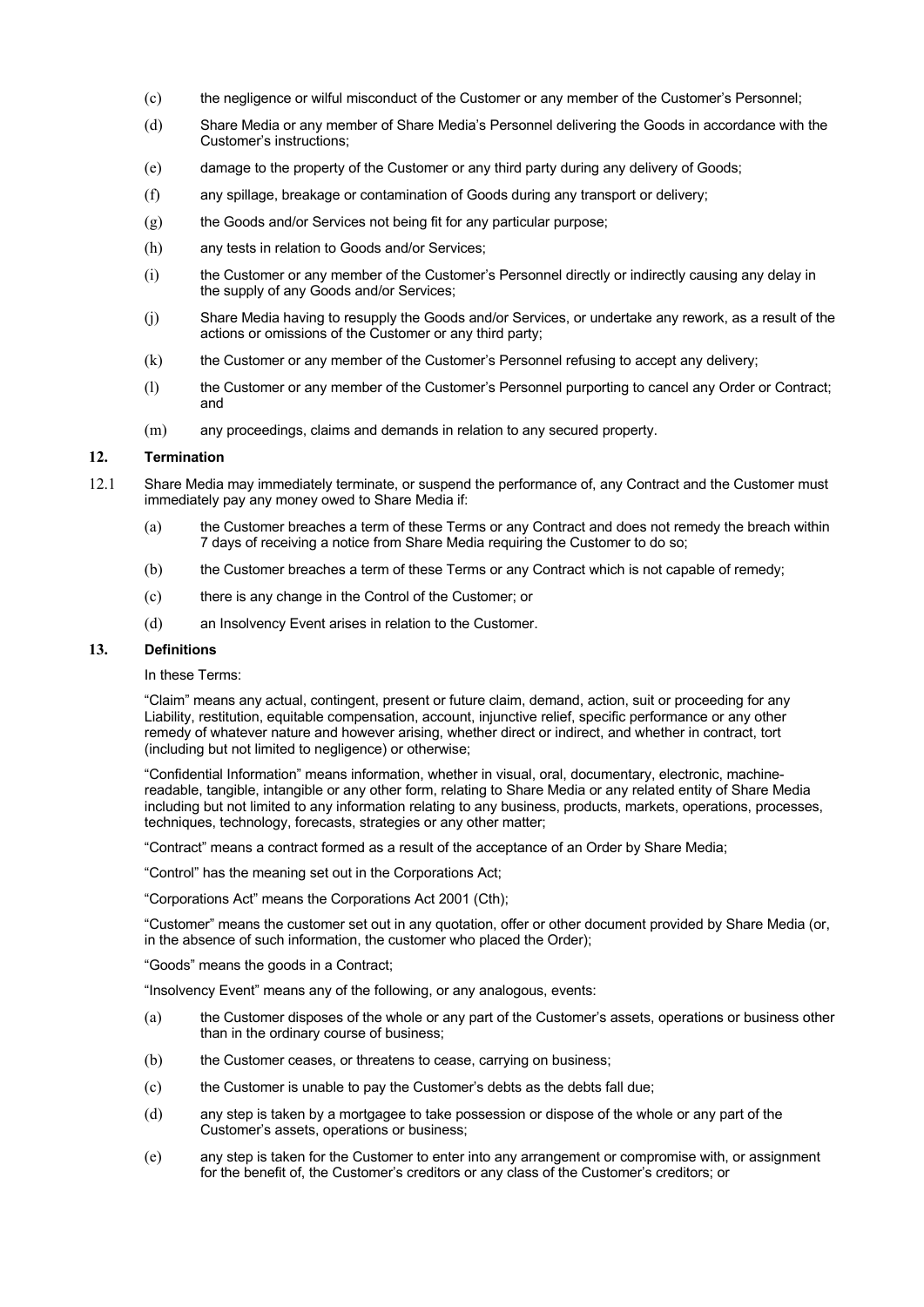(c) the negligence or wilful misconduct of the Customer or any member of the Customer's Personnel;

(d) Share Media or any member of Share Media's Personnel delivering the Goods in accordance with the Customer's instructions;

(e) damage to the property of the Customer or any third party during any delivery of Goods;

(f) any spillage, breakage or contamination of Goods during any transport or delivery;

(g) the Goods and/or Services not being fit for any particular purpose;

(h) any tests in relation to Goods and/or Services;

(i) the Customer or any member of the Customer's Personnel directly or indirectly causing any delay in the supply of any Goods and/or Services;

(j) Share Media having to resupply the Goods and/or Services, or undertake any rework, as a result of the actions or omissions of the Customer or any third party;

(k) the Customer or any member of the Customer's Personnel refusing to accept any delivery;

(l) the Customer or any member of the Customer's Personnel purporting to cancel any Order or Contract; and

(m) any proceedings, claims and demands in relation to any secured property.

## 12. Termination

12.1 Share Media may immediately terminate, or suspend the performance of, any Contract and the Customer must immediately pay any money owed to Share Media if:

(a) the Customer breaches a term of these Terms or any Contract and does not remedy the breach within 7 days of receiving a notice from Share Media requiring the Customer to do so;

(b) the Customer breaches a term of these Terms or any Contract which is not capable of remedy;

(c) there is any change in the Control of the Customer; or

(d) an Insolvency Event arises in relation to the Customer.

## 13. Definitions

In these Terms:

"Claim" means any actual, contingent, present or future claim, demand, action, suit or proceeding for any Liability, restitution, equitable compensation, account, injunctive relief, specific performance or any other remedy of whatever nature and however arising, whether direct or indirect, and whether in contract, tort (including but not limited to negligence) or otherwise;

"Confidential Information" means information, whether in visual, oral, documentary, electronic, machine-readable, tangible, intangible or any other form, relating to Share Media or any related entity of Share Media including but not limited to any information relating to any business, products, markets, operations, processes, techniques, technology, forecasts, strategies or any other matter;

"Contract" means a contract formed as a result of the acceptance of an Order by Share Media;

"Control" has the meaning set out in the Corporations Act;

"Corporations Act" means the Corporations Act 2001 (Cth);

"Customer" means the customer set out in any quotation, offer or other document provided by Share Media (or, in the absence of such information, the customer who placed the Order);

"Goods" means the goods in a Contract;

"Insolvency Event" means any of the following, or any analogous, events:

(a) the Customer disposes of the whole or any part of the Customer's assets, operations or business other than in the ordinary course of business;

(b) the Customer ceases, or threatens to cease, carrying on business;

(c) the Customer is unable to pay the Customer's debts as the debts fall due;

(d) any step is taken by a mortgagee to take possession or dispose of the whole or any part of the Customer's assets, operations or business;

(e) any step is taken for the Customer to enter into any arrangement or compromise with, or assignment for the benefit of, the Customer's creditors or any class of the Customer's creditors; or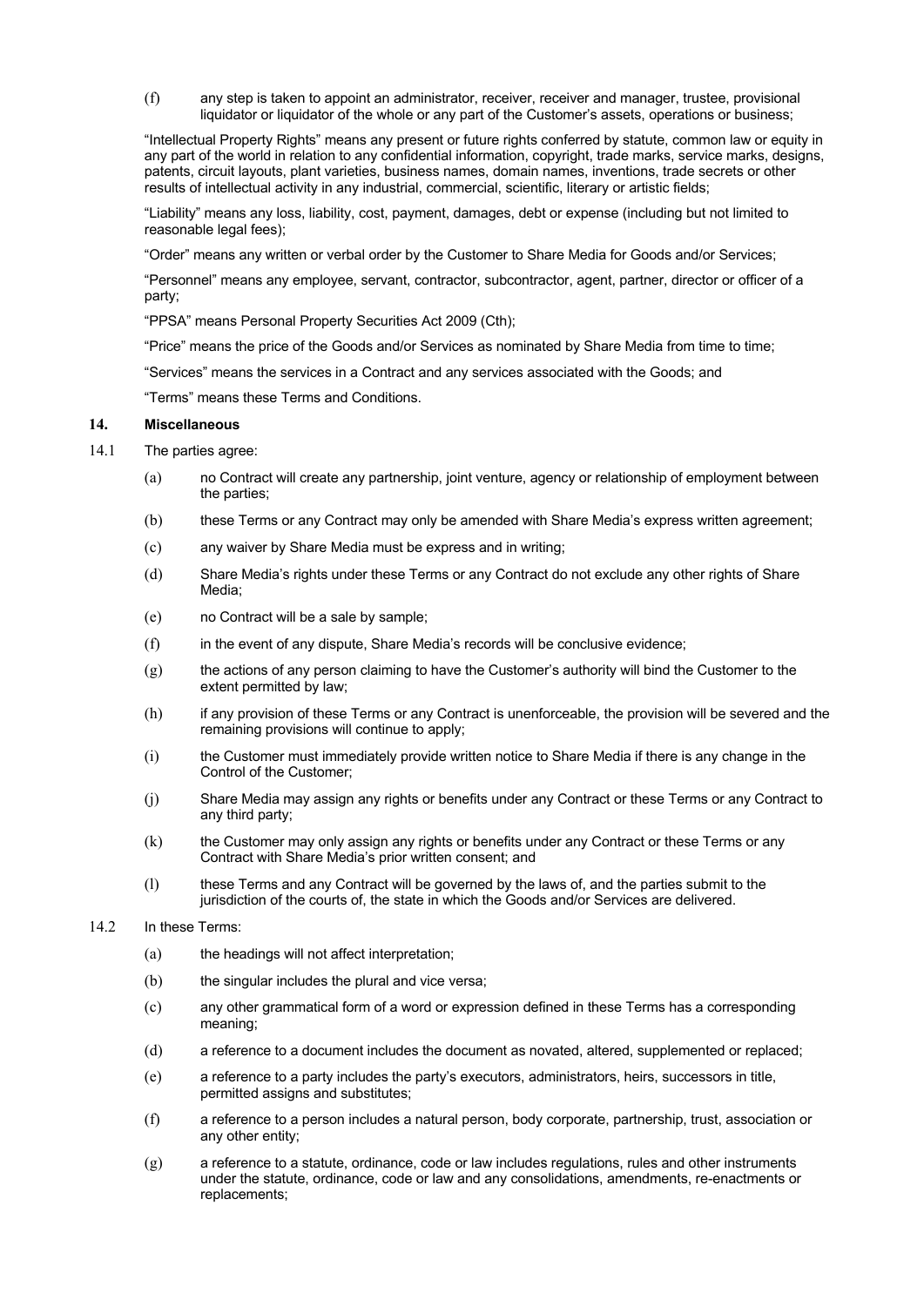(f) any step is taken to appoint an administrator, receiver, receiver and manager, trustee, provisional liquidator or liquidator of the whole or any part of the Customer's assets, operations or business;

"Intellectual Property Rights" means any present or future rights conferred by statute, common law or equity in any part of the world in relation to any confidential information, copyright, trade marks, service marks, designs, patents, circuit layouts, plant varieties, business names, domain names, inventions, trade secrets or other results of intellectual activity in any industrial, commercial, scientific, literary or artistic fields;

"Liability" means any loss, liability, cost, payment, damages, debt or expense (including but not limited to reasonable legal fees);

"Order" means any written or verbal order by the Customer to Share Media for Goods and/or Services;

"Personnel" means any employee, servant, contractor, subcontractor, agent, partner, director or officer of a party;

"PPSA" means Personal Property Securities Act 2009 (Cth);

"Price" means the price of the Goods and/or Services as nominated by Share Media from time to time;

"Services" means the services in a Contract and any services associated with the Goods; and

"Terms" means these Terms and Conditions.

## 14. Miscellaneous

14.1 The parties agree:

(a) no Contract will create any partnership, joint venture, agency or relationship of employment between the parties;

(b) these Terms or any Contract may only be amended with Share Media's express written agreement;

(c) any waiver by Share Media must be express and in writing;

(d) Share Media's rights under these Terms or any Contract do not exclude any other rights of Share Media;

(e) no Contract will be a sale by sample;

(f) in the event of any dispute, Share Media's records will be conclusive evidence;

(g) the actions of any person claiming to have the Customer's authority will bind the Customer to the extent permitted by law;

(h) if any provision of these Terms or any Contract is unenforceable, the provision will be severed and the remaining provisions will continue to apply;

(i) the Customer must immediately provide written notice to Share Media if there is any change in the Control of the Customer;

(j) Share Media may assign any rights or benefits under any Contract or these Terms or any Contract to any third party;

(k) the Customer may only assign any rights or benefits under any Contract or these Terms or any Contract with Share Media's prior written consent; and

(l) these Terms and any Contract will be governed by the laws of, and the parties submit to the jurisdiction of the courts of, the state in which the Goods and/or Services are delivered.

14.2 In these Terms:

(a) the headings will not affect interpretation;

(b) the singular includes the plural and vice versa;

(c) any other grammatical form of a word or expression defined in these Terms has a corresponding meaning;

(d) a reference to a document includes the document as novated, altered, supplemented or replaced;

(e) a reference to a party includes the party's executors, administrators, heirs, successors in title, permitted assigns and substitutes;

(f) a reference to a person includes a natural person, body corporate, partnership, trust, association or any other entity;

(g) a reference to a statute, ordinance, code or law includes regulations, rules and other instruments under the statute, ordinance, code or law and any consolidations, amendments, re-enactments or replacements;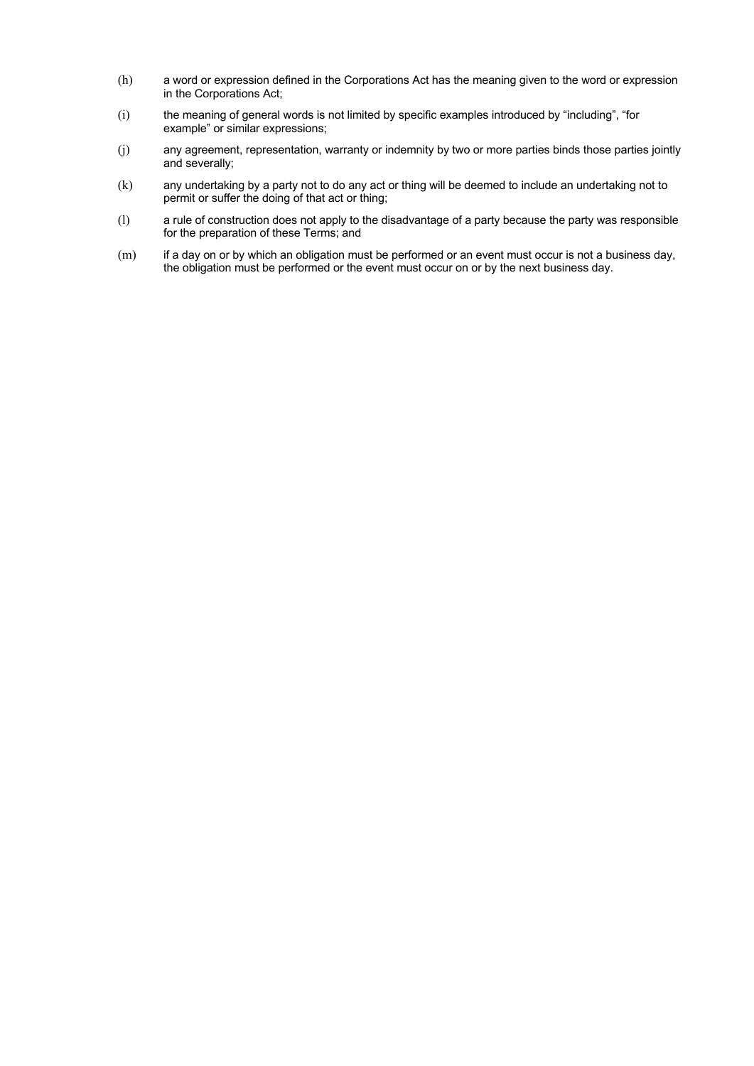(h) a word or expression defined in the Corporations Act has the meaning given to the word or expression in the Corporations Act;

(i) the meaning of general words is not limited by specific examples introduced by "including", "for example" or similar expressions;

(j) any agreement, representation, warranty or indemnity by two or more parties binds those parties jointly and severally;

(k) any undertaking by a party not to do any act or thing will be deemed to include an undertaking not to permit or suffer the doing of that act or thing;

(l) a rule of construction does not apply to the disadvantage of a party because the party was responsible for the preparation of these Terms; and

(m) if a day on or by which an obligation must be performed or an event must occur is not a business day, the obligation must be performed or the event must occur on or by the next business day.